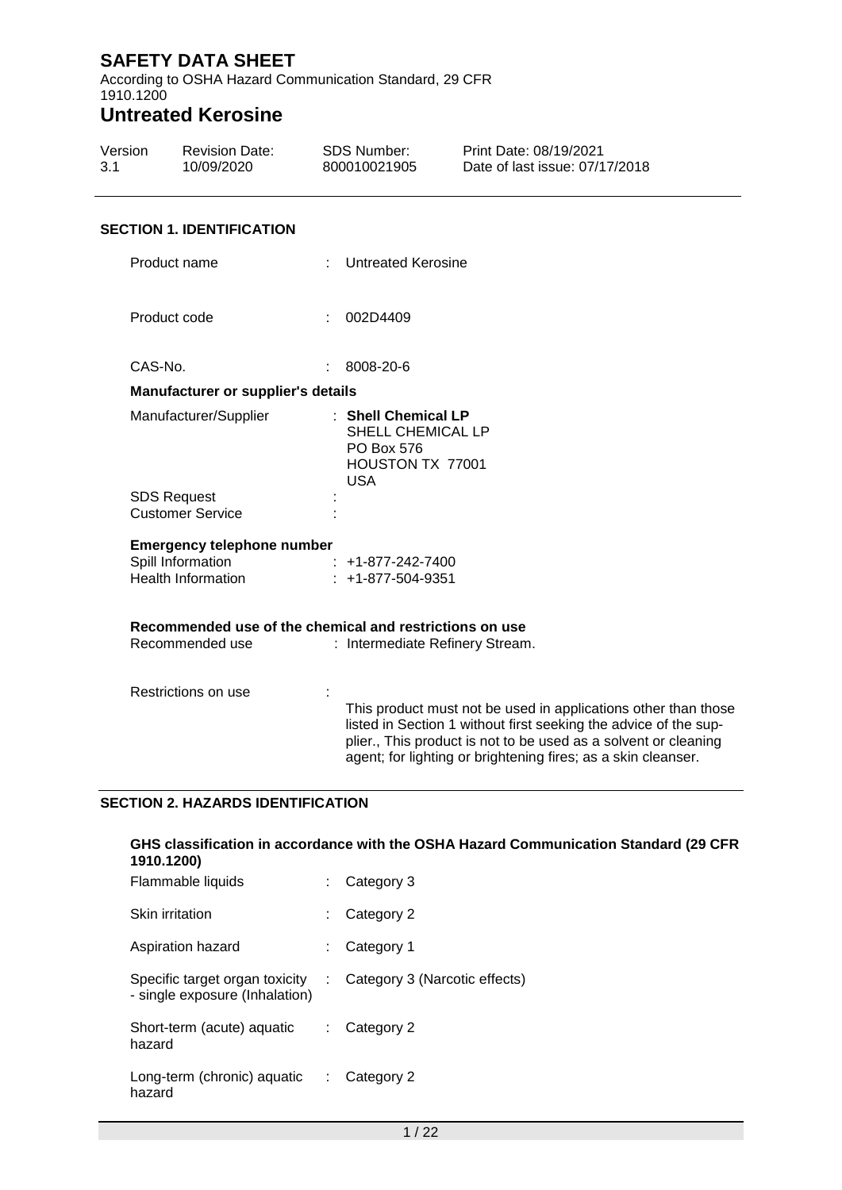# SAFETY DATA SHEET

According to OSHA Hazard Communication Standard, 29 CFR 1910.1200

# Untreated Kerosine

| Version | Revision Date: | SDS Number: | Print Date: 08/19/2021 |
|---|---|---|---|
| 3.1 | 10/09/2020 | 800010021905 | Date of last issue: 07/17/2018 |

## SECTION 1. IDENTIFICATION

Product name : Untreated Kerosine

Product code : 002D4409

CAS-No. : 8008-20-6

### Manufacturer or supplier's details

Manufacturer/Supplier : **Shell Chemical LP**
SHELL CHEMICAL LP
PO Box 576
HOUSTON TX 77001
USA

SDS Request :

Customer Service :

### Emergency telephone number

Spill Information : +1-877-242-7400

Health Information : +1-877-504-9351

### Recommended use of the chemical and restrictions on use

Recommended use : Intermediate Refinery Stream.

Restrictions on use : This product must not be used in applications other than those listed in Section 1 without first seeking the advice of the supplier., This product is not to be used as a solvent or cleaning agent; for lighting or brightening fires; as a skin cleanser.

## SECTION 2. HAZARDS IDENTIFICATION

### GHS classification in accordance with the OSHA Hazard Communication Standard (29 CFR 1910.1200)

Flammable liquids : Category 3

Skin irritation : Category 2

Aspiration hazard : Category 1

Specific target organ toxicity - single exposure (Inhalation) : Category 3 (Narcotic effects)

Short-term (acute) aquatic hazard : Category 2

Long-term (chronic) aquatic hazard : Category 2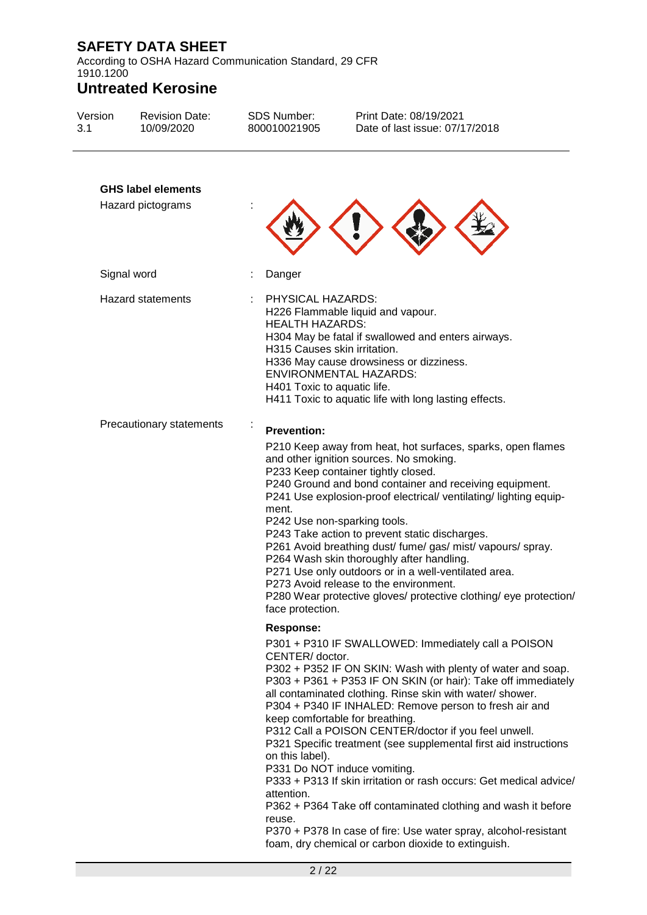**GHS label elements**

Hazard pictograms :

Signal word : Danger

Hazard statements : PHYSICAL HAZARDS:
H226 Flammable liquid and vapour.
HEALTH HAZARDS:
H304 May be fatal if swallowed and enters airways.
H315 Causes skin irritation.
H336 May cause drowsiness or dizziness.
ENVIRONMENTAL HAZARDS:
H401 Toxic to aquatic life.
H411 Toxic to aquatic life with long lasting effects.

Precautionary statements :

**Prevention:**

P210 Keep away from heat, hot surfaces, sparks, open flames and other ignition sources. No smoking.
P233 Keep container tightly closed.
P240 Ground and bond container and receiving equipment.
P241 Use explosion-proof electrical/ ventilating/ lighting equipment.
P242 Use non-sparking tools.
P243 Take action to prevent static discharges.
P261 Avoid breathing dust/ fume/ gas/ mist/ vapours/ spray.
P264 Wash skin thoroughly after handling.
P271 Use only outdoors or in a well-ventilated area.
P273 Avoid release to the environment.
P280 Wear protective gloves/ protective clothing/ eye protection/ face protection.

**Response:**

P301 + P310 IF SWALLOWED: Immediately call a POISON CENTER/ doctor.
P302 + P352 IF ON SKIN: Wash with plenty of water and soap.
P303 + P361 + P353 IF ON SKIN (or hair): Take off immediately all contaminated clothing. Rinse skin with water/ shower.
P304 + P340 IF INHALED: Remove person to fresh air and keep comfortable for breathing.
P312 Call a POISON CENTER/doctor if you feel unwell.
P321 Specific treatment (see supplemental first aid instructions on this label).
P331 Do NOT induce vomiting.
P333 + P313 If skin irritation or rash occurs: Get medical advice/ attention.
P362 + P364 Take off contaminated clothing and wash it before reuse.
P370 + P378 In case of fire: Use water spray, alcohol-resistant foam, dry chemical or carbon dioxide to extinguish.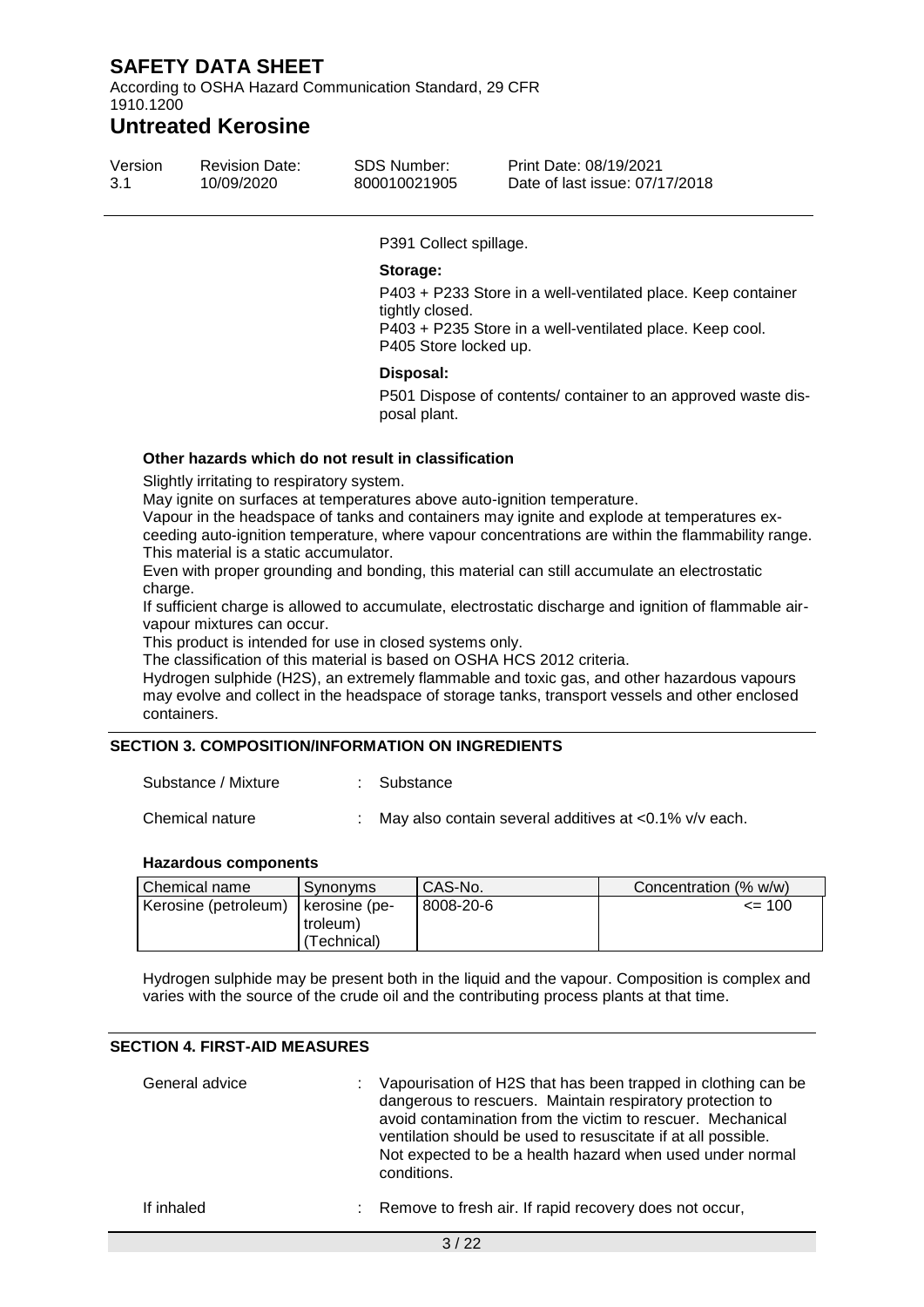P391 Collect spillage.

**Storage:**

P403 + P233 Store in a well-ventilated place. Keep container tightly closed.
P403 + P235 Store in a well-ventilated place. Keep cool.
P405 Store locked up.

**Disposal:**

P501 Dispose of contents/ container to an approved waste disposal plant.

**Other hazards which do not result in classification**

Slightly irritating to respiratory system.
May ignite on surfaces at temperatures above auto-ignition temperature.
Vapour in the headspace of tanks and containers may ignite and explode at temperatures exceeding auto-ignition temperature, where vapour concentrations are within the flammability range.
This material is a static accumulator.
Even with proper grounding and bonding, this material can still accumulate an electrostatic charge.
If sufficient charge is allowed to accumulate, electrostatic discharge and ignition of flammable air-vapour mixtures can occur.
This product is intended for use in closed systems only.
The classification of this material is based on OSHA HCS 2012 criteria.
Hydrogen sulphide ($H_2S$), an extremely flammable and toxic gas, and other hazardous vapours may evolve and collect in the headspace of storage tanks, transport vessels and other enclosed containers.

## SECTION 3. COMPOSITION/INFORMATION ON INGREDIENTS

Substance / Mixture : Substance

Chemical nature : May also contain several additives at <0.1% v/v each.

**Hazardous components**

| Chemical name | Synonyms | CAS-No. | Concentration (% w/w) |
|---|---|---|---|
| Kerosine (petroleum) | kerosine (petroleum) (Technical) | 8008-20-6 | <= 100 |

Hydrogen sulphide may be present both in the liquid and the vapour. Composition is complex and varies with the source of the crude oil and the contributing process plants at that time.

## SECTION 4. FIRST-AID MEASURES

General advice : Vapourisation of $H_2S$ that has been trapped in clothing can be dangerous to rescuers. Maintain respiratory protection to avoid contamination from the victim to rescuer. Mechanical ventilation should be used to resuscitate if at all possible. Not expected to be a health hazard when used under normal conditions.

If inhaled : Remove to fresh air. If rapid recovery does not occur,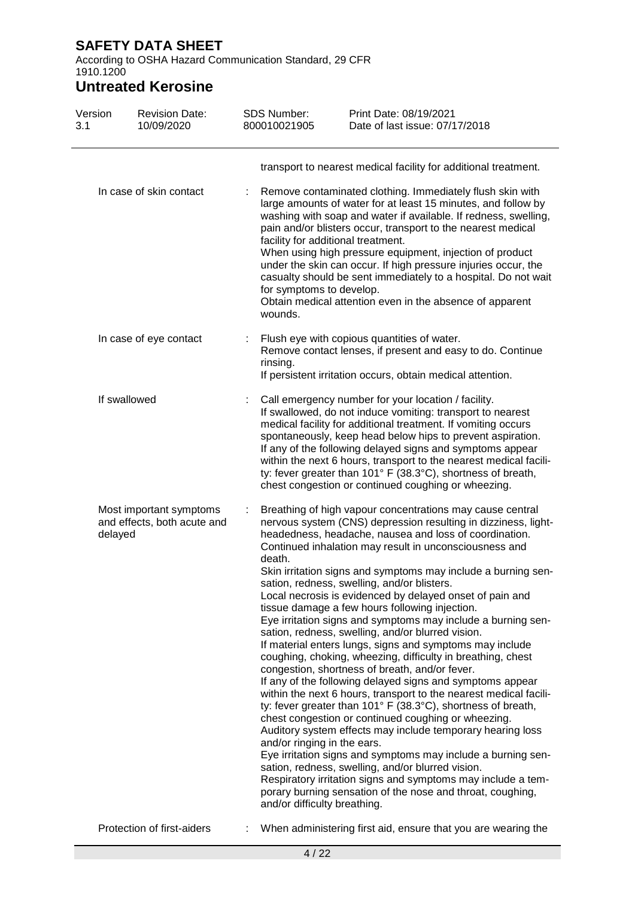transport to nearest medical facility for additional treatment.

| | |
|---|---|
| In case of skin contact | : Remove contaminated clothing. Immediately flush skin with large amounts of water for at least 15 minutes, and follow by washing with soap and water if available. If redness, swelling, pain and/or blisters occur, transport to the nearest medical facility for additional treatment.<br>When using high pressure equipment, injection of product under the skin can occur. If high pressure injuries occur, the casualty should be sent immediately to a hospital. Do not wait for symptoms to develop.<br>Obtain medical attention even in the absence of apparent wounds. |
| In case of eye contact | : Flush eye with copious quantities of water.<br>Remove contact lenses, if present and easy to do. Continue rinsing.<br>If persistent irritation occurs, obtain medical attention. |
| If swallowed | : Call emergency number for your location / facility.<br>If swallowed, do not induce vomiting: transport to nearest medical facility for additional treatment. If vomiting occurs spontaneously, keep head below hips to prevent aspiration.<br>If any of the following delayed signs and symptoms appear within the next 6 hours, transport to the nearest medical facility: fever greater than 101° F (38.3°C), shortness of breath, chest congestion or continued coughing or wheezing. |
| Most important symptoms and effects, both acute and delayed | : Breathing of high vapour concentrations may cause central nervous system (CNS) depression resulting in dizziness, light-headedness, headache, nausea and loss of coordination. Continued inhalation may result in unconsciousness and death.<br>Skin irritation signs and symptoms may include a burning sensation, redness, swelling, and/or blisters.<br>Local necrosis is evidenced by delayed onset of pain and tissue damage a few hours following injection.<br>Eye irritation signs and symptoms may include a burning sensation, redness, swelling, and/or blurred vision.<br>If material enters lungs, signs and symptoms may include coughing, choking, wheezing, difficulty in breathing, chest congestion, shortness of breath, and/or fever.<br>If any of the following delayed signs and symptoms appear within the next 6 hours, transport to the nearest medical facility: fever greater than 101° F (38.3°C), shortness of breath, chest congestion or continued coughing or wheezing.<br>Auditory system effects may include temporary hearing loss and/or ringing in the ears.<br>Eye irritation signs and symptoms may include a burning sensation, redness, swelling, and/or blurred vision.<br>Respiratory irritation signs and symptoms may include a temporary burning sensation of the nose and throat, coughing, and/or difficulty breathing. |
| Protection of first-aiders | : When administering first aid, ensure that you are wearing the |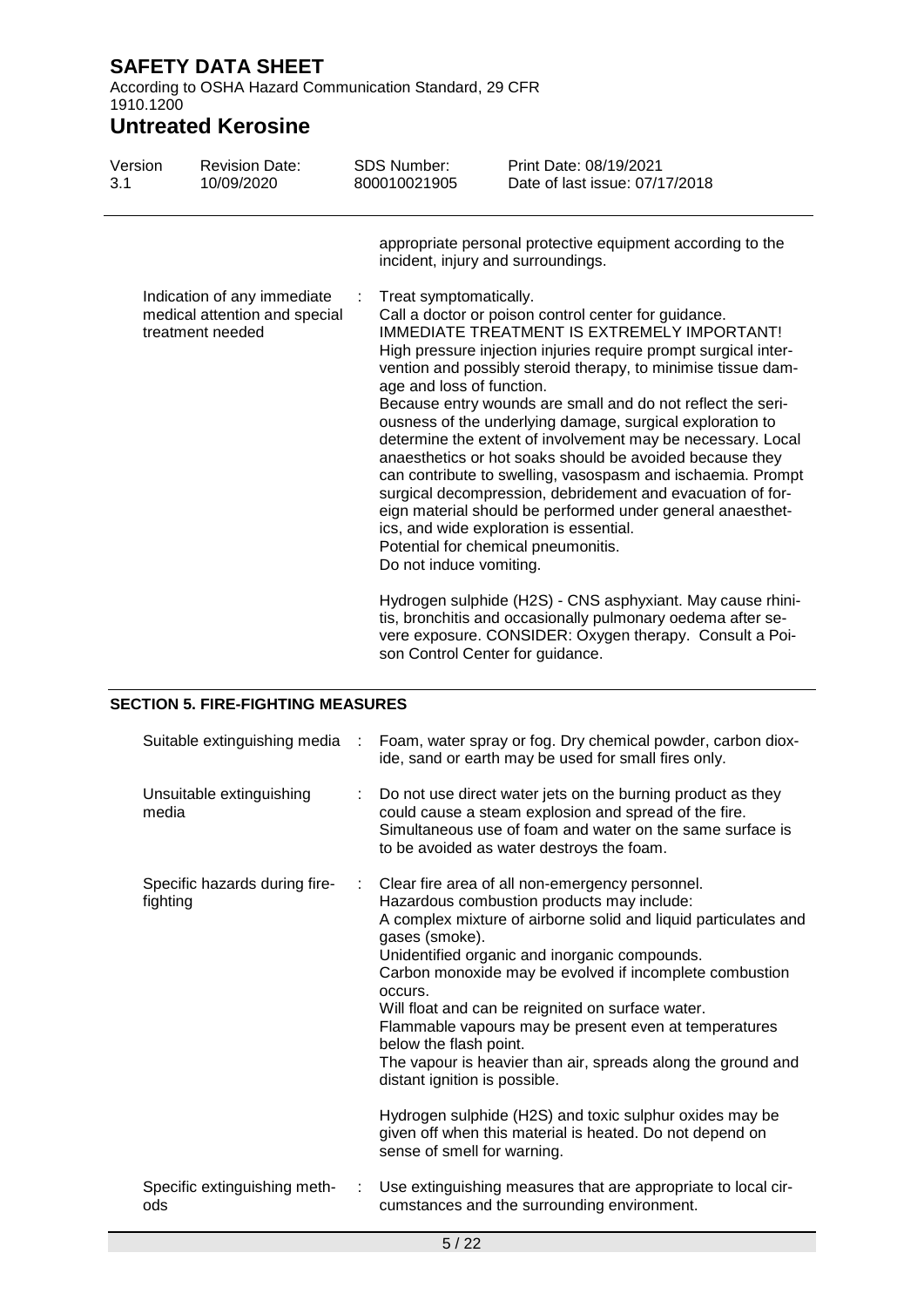appropriate personal protective equipment according to the incident, injury and surroundings.

| | |
|---|---|
| Indication of any immediate medical attention and special treatment needed | Treat symptomatically.<br>Call a doctor or poison control center for guidance.<br>IMMEDIATE TREATMENT IS EXTREMELY IMPORTANT!<br>High pressure injection injuries require prompt surgical intervention and possibly steroid therapy, to minimise tissue damage and loss of function.<br>Because entry wounds are small and do not reflect the seriousness of the underlying damage, surgical exploration to determine the extent of involvement may be necessary. Local anaesthetics or hot soaks should be avoided because they can contribute to swelling, vasospasm and ischaemia. Prompt surgical decompression, debridement and evacuation of foreign material should be performed under general anaesthetics, and wide exploration is essential.<br>Potential for chemical pneumonitis.<br>Do not induce vomiting.<br><br>Hydrogen sulphide ($H_2S$) - CNS asphyxiant. May cause rhinitis, bronchitis and occasionally pulmonary oedema after severe exposure. CONSIDER: Oxygen therapy. Consult a Poison Control Center for guidance. |

## SECTION 5. FIRE-FIGHTING MEASURES

| | |
|---|---|
| Suitable extinguishing media | Foam, water spray or fog. Dry chemical powder, carbon dioxide, sand or earth may be used for small fires only. |
| Unsuitable extinguishing media | Do not use direct water jets on the burning product as they could cause a steam explosion and spread of the fire. Simultaneous use of foam and water on the same surface is to be avoided as water destroys the foam. |
| Specific hazards during firefighting | Clear fire area of all non-emergency personnel.<br>Hazardous combustion products may include:<br>A complex mixture of airborne solid and liquid particulates and gases (smoke).<br>Unidentified organic and inorganic compounds.<br>Carbon monoxide may be evolved if incomplete combustion occurs.<br>Will float and can be reignited on surface water.<br>Flammable vapours may be present even at temperatures below the flash point.<br>The vapour is heavier than air, spreads along the ground and distant ignition is possible.<br><br>Hydrogen sulphide ($H_2S$) and toxic sulphur oxides may be given off when this material is heated. Do not depend on sense of smell for warning. |
| Specific extinguishing methods | Use extinguishing measures that are appropriate to local circumstances and the surrounding environment. |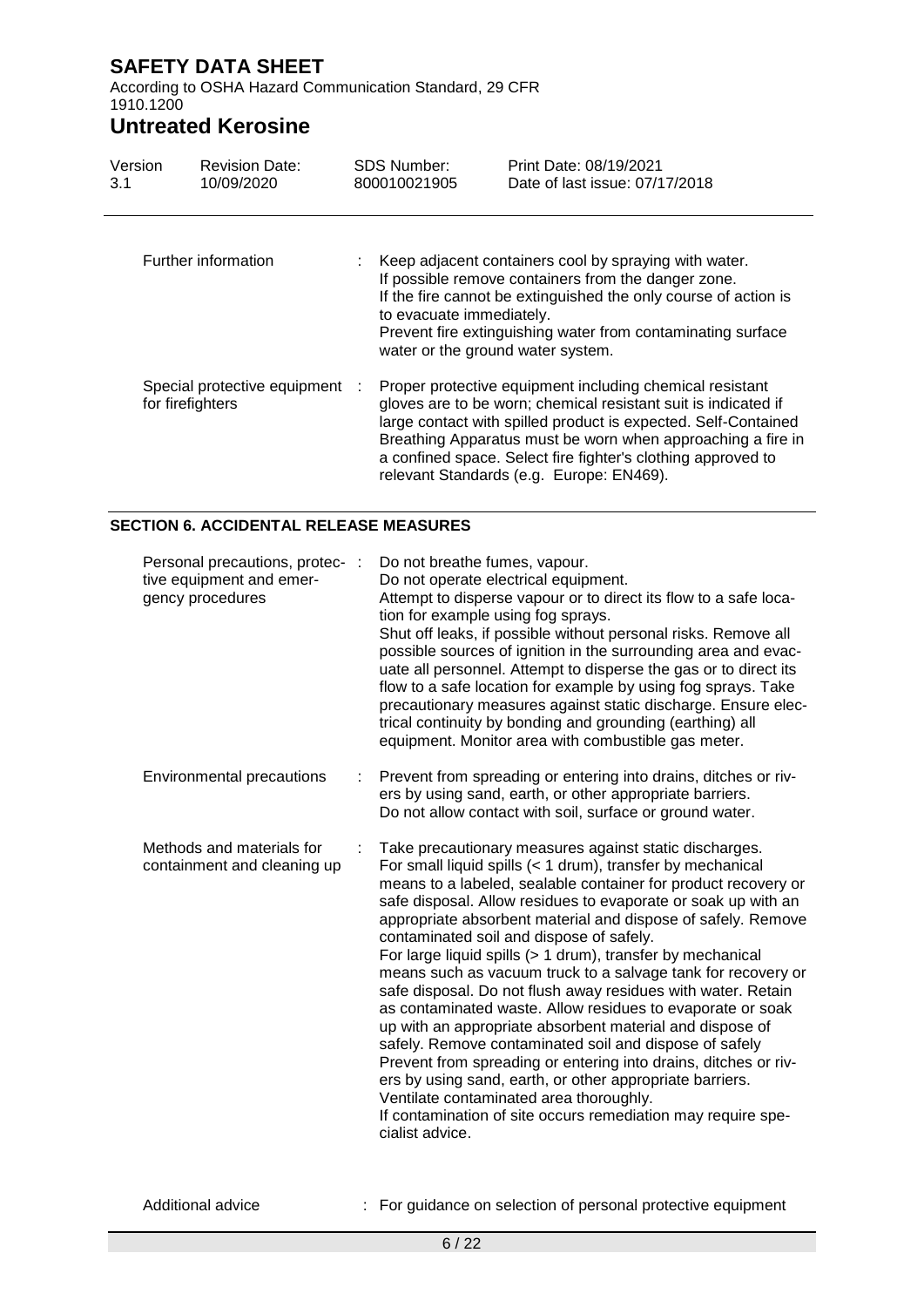| | |
|---|---|
| Further information | Keep adjacent containers cool by spraying with water. If possible remove containers from the danger zone. If the fire cannot be extinguished the only course of action is to evacuate immediately. Prevent fire extinguishing water from contaminating surface water or the ground water system. |
| Special protective equipment for firefighters | Proper protective equipment including chemical resistant gloves are to be worn; chemical resistant suit is indicated if large contact with spilled product is expected. Self-Contained Breathing Apparatus must be worn when approaching a fire in a confined space. Select fire fighter's clothing approved to relevant Standards (e.g. Europe: EN469). |

## SECTION 6. ACCIDENTAL RELEASE MEASURES

| | |
|---|---|
| Personal precautions, protective equipment and emergency procedures | Do not breathe fumes, vapour. Do not operate electrical equipment. Attempt to disperse vapour or to direct its flow to a safe location for example using fog sprays. Shut off leaks, if possible without personal risks. Remove all possible sources of ignition in the surrounding area and evacuate all personnel. Attempt to disperse the gas or to direct its flow to a safe location for example by using fog sprays. Take precautionary measures against static discharge. Ensure electrical continuity by bonding and grounding (earthing) all equipment. Monitor area with combustible gas meter. |
| Environmental precautions | Prevent from spreading or entering into drains, ditches or rivers by using sand, earth, or other appropriate barriers. Do not allow contact with soil, surface or ground water. |
| Methods and materials for containment and cleaning up | Take precautionary measures against static discharges. For small liquid spills (< 1 drum), transfer by mechanical means to a labeled, sealable container for product recovery or safe disposal. Allow residues to evaporate or soak up with an appropriate absorbent material and dispose of safely. Remove contaminated soil and dispose of safely. For large liquid spills (> 1 drum), transfer by mechanical means such as vacuum truck to a salvage tank for recovery or safe disposal. Do not flush away residues with water. Retain as contaminated waste. Allow residues to evaporate or soak up with an appropriate absorbent material and dispose of safely. Remove contaminated soil and dispose of safely Prevent from spreading or entering into drains, ditches or rivers by using sand, earth, or other appropriate barriers. Ventilate contaminated area thoroughly. If contamination of site occurs remediation may require specialist advice. |
| Additional advice | For guidance on selection of personal protective equipment |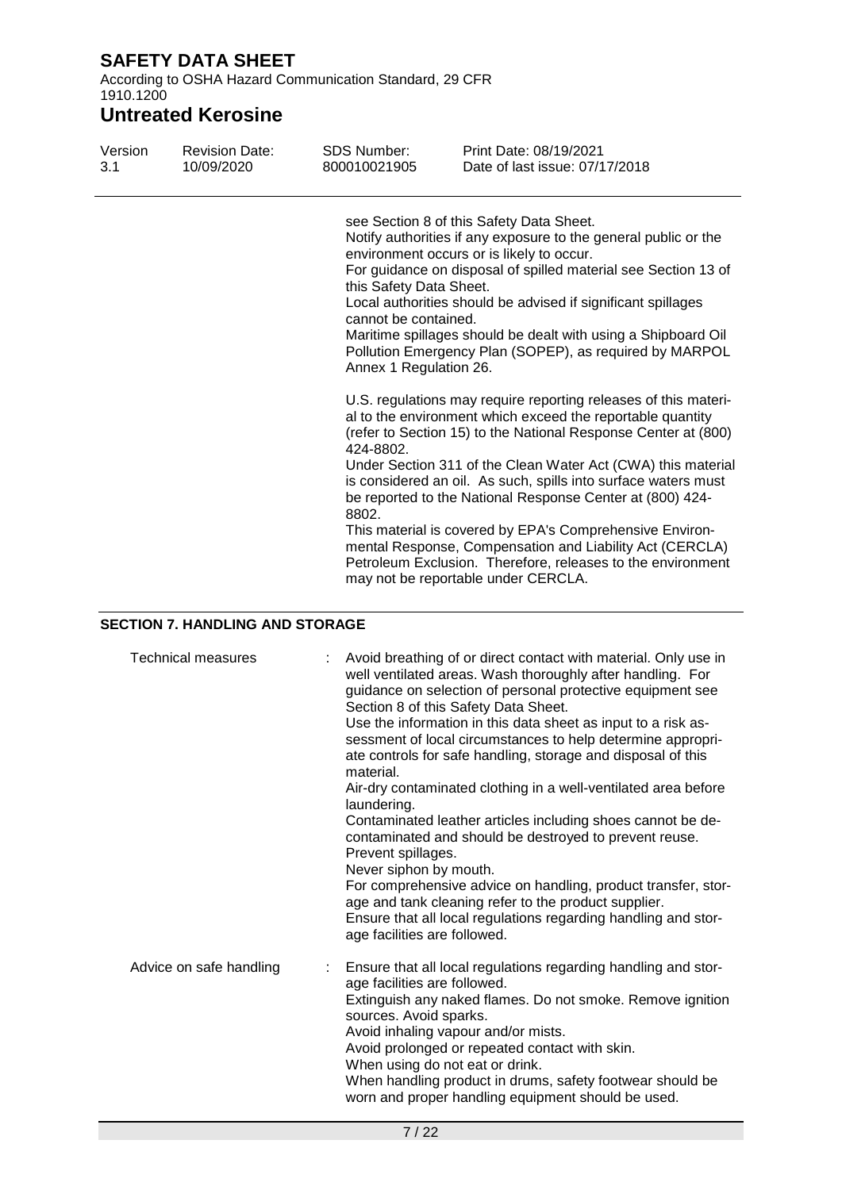see Section 8 of this Safety Data Sheet.
Notify authorities if any exposure to the general public or the environment occurs or is likely to occur.
For guidance on disposal of spilled material see Section 13 of this Safety Data Sheet.
Local authorities should be advised if significant spillages cannot be contained.
Maritime spillages should be dealt with using a Shipboard Oil Pollution Emergency Plan (SOPEP), as required by MARPOL Annex 1 Regulation 26.

U.S. regulations may require reporting releases of this material to the environment which exceed the reportable quantity (refer to Section 15) to the National Response Center at (800) 424-8802.
Under Section 311 of the Clean Water Act (CWA) this material is considered an oil. As such, spills into surface waters must be reported to the National Response Center at (800) 424-8802.
This material is covered by EPA's Comprehensive Environmental Response, Compensation and Liability Act (CERCLA) Petroleum Exclusion. Therefore, releases to the environment may not be reportable under CERCLA.

## SECTION 7. HANDLING AND STORAGE

| | | |
|---|---|---|
| Technical measures | : | Avoid breathing of or direct contact with material. Only use in well ventilated areas. Wash thoroughly after handling. For guidance on selection of personal protective equipment see Section 8 of this Safety Data Sheet.<br>Use the information in this data sheet as input to a risk assessment of local circumstances to help determine appropriate controls for safe handling, storage and disposal of this material.<br>Air-dry contaminated clothing in a well-ventilated area before laundering.<br>Contaminated leather articles including shoes cannot be decontaminated and should be destroyed to prevent reuse.<br>Prevent spillages.<br>Never siphon by mouth.<br>For comprehensive advice on handling, product transfer, storage and tank cleaning refer to the product supplier.<br>Ensure that all local regulations regarding handling and storage facilities are followed. |
| Advice on safe handling | : | Ensure that all local regulations regarding handling and storage facilities are followed.<br>Extinguish any naked flames. Do not smoke. Remove ignition sources. Avoid sparks.<br>Avoid inhaling vapour and/or mists.<br>Avoid prolonged or repeated contact with skin.<br>When using do not eat or drink.<br>When handling product in drums, safety footwear should be worn and proper handling equipment should be used. |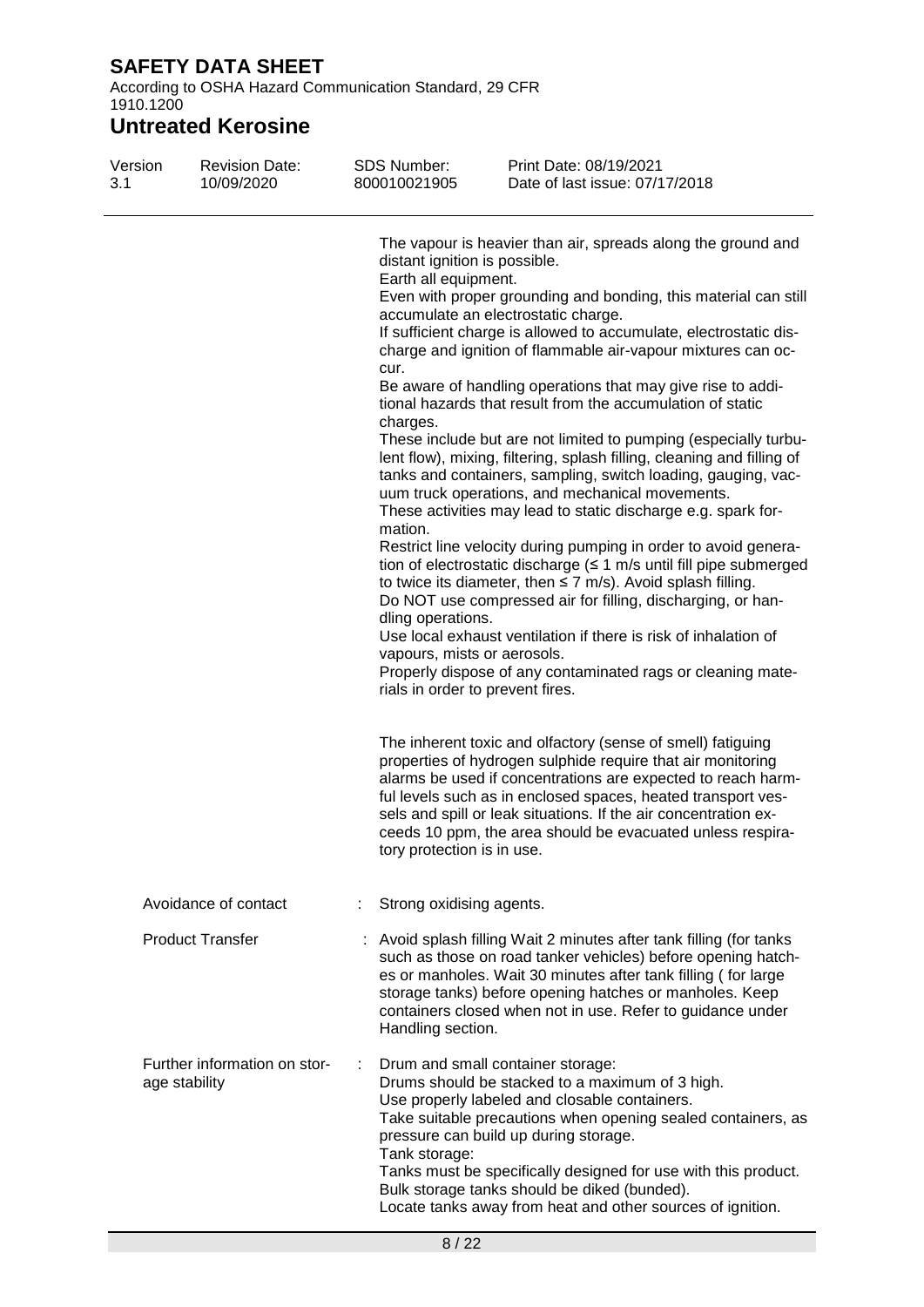The vapour is heavier than air, spreads along the ground and distant ignition is possible.
Earth all equipment.
Even with proper grounding and bonding, this material can still accumulate an electrostatic charge.
If sufficient charge is allowed to accumulate, electrostatic discharge and ignition of flammable air-vapour mixtures can occur.
Be aware of handling operations that may give rise to additional hazards that result from the accumulation of static charges.
These include but are not limited to pumping (especially turbulent flow), mixing, filtering, splash filling, cleaning and filling of tanks and containers, sampling, switch loading, gauging, vacuum truck operations, and mechanical movements.
These activities may lead to static discharge e.g. spark formation.
Restrict line velocity during pumping in order to avoid generation of electrostatic discharge (≤ 1 m/s until fill pipe submerged to twice its diameter, then ≤ 7 m/s). Avoid splash filling.
Do NOT use compressed air for filling, discharging, or handling operations.
Use local exhaust ventilation if there is risk of inhalation of vapours, mists or aerosols.
Properly dispose of any contaminated rags or cleaning materials in order to prevent fires.

The inherent toxic and olfactory (sense of smell) fatiguing properties of hydrogen sulphide require that air monitoring alarms be used if concentrations are expected to reach harmful levels such as in enclosed spaces, heated transport vessels and spill or leak situations. If the air concentration exceeds 10 ppm, the area should be evacuated unless respiratory protection is in use.

| | | |
|---|---|---|
| Avoidance of contact | : | Strong oxidising agents. |
| Product Transfer | : | Avoid splash filling Wait 2 minutes after tank filling (for tanks such as those on road tanker vehicles) before opening hatches or manholes. Wait 30 minutes after tank filling ( for large storage tanks) before opening hatches or manholes. Keep containers closed when not in use. Refer to guidance under Handling section. |
| Further information on storage stability | : | Drum and small container storage:<br>Drums should be stacked to a maximum of 3 high.<br>Use properly labeled and closable containers.<br>Take suitable precautions when opening sealed containers, as pressure can build up during storage.<br>Tank storage:<br>Tanks must be specifically designed for use with this product.<br>Bulk storage tanks should be diked (bunded).<br>Locate tanks away from heat and other sources of ignition. |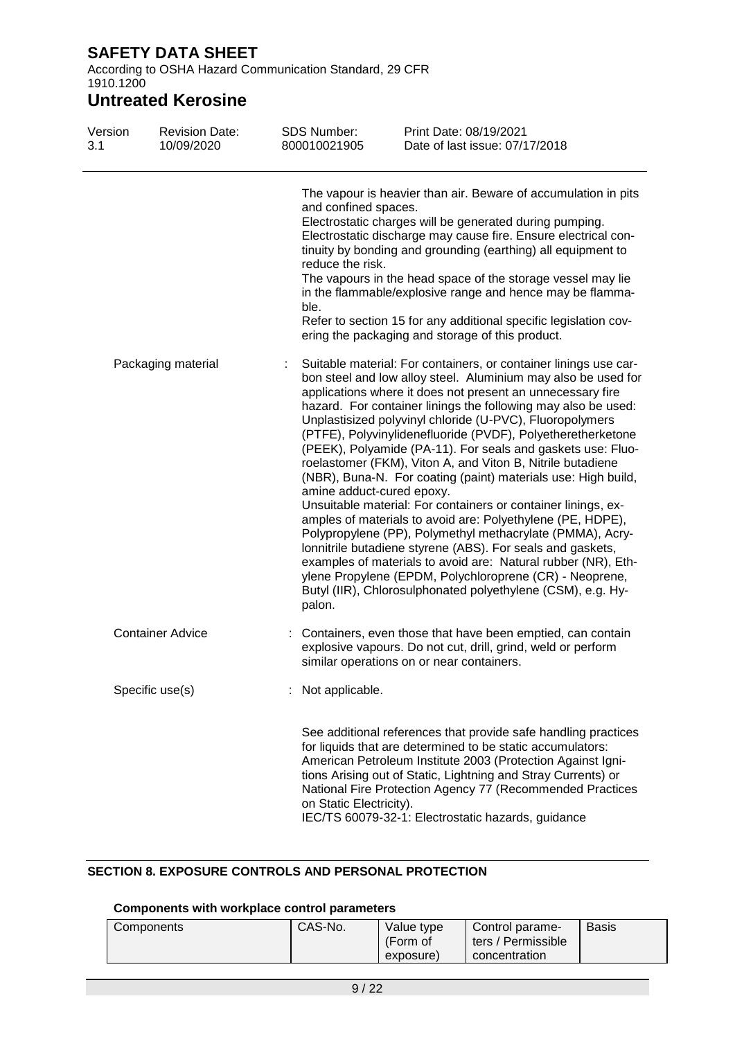The vapour is heavier than air. Beware of accumulation in pits and confined spaces.
Electrostatic charges will be generated during pumping.
Electrostatic discharge may cause fire. Ensure electrical continuity by bonding and grounding (earthing) all equipment to reduce the risk.
The vapours in the head space of the storage vessel may lie in the flammable/explosive range and hence may be flammable.
Refer to section 15 for any additional specific legislation covering the packaging and storage of this product.

Packaging material : Suitable material: For containers, or container linings use carbon steel and low alloy steel. Aluminium may also be used for applications where it does not present an unnecessary fire hazard. For container linings the following may also be used: Unplastisized polyvinyl chloride (U-PVC), Fluoropolymers (PTFE), Polyvinylidenefluoride (PVDF), Polyetheretherketone (PEEK), Polyamide (PA-11). For seals and gaskets use: Fluoroelastomer (FKM), Viton A, and Viton B, Nitrile butadiene (NBR), Buna-N. For coating (paint) materials use: High build, amine adduct-cured epoxy.
Unsuitable material: For containers or container linings, examples of materials to avoid are: Polyethylene (PE, HDPE), Polypropylene (PP), Polymethyl methacrylate (PMMA), Acrylonnitrile butadiene styrene (ABS). For seals and gaskets, examples of materials to avoid are: Natural rubber (NR), Ethylene Propylene (EPDM, Polychloroprene (CR) - Neoprene, Butyl (IIR), Chlorosulphonated polyethylene (CSM), e.g. Hypalon.

Container Advice : Containers, even those that have been emptied, can contain explosive vapours. Do not cut, drill, grind, weld or perform similar operations on or near containers.

Specific use(s) : Not applicable.

See additional references that provide safe handling practices for liquids that are determined to be static accumulators: American Petroleum Institute 2003 (Protection Against Ignitions Arising out of Static, Lightning and Stray Currents) or National Fire Protection Agency 77 (Recommended Practices on Static Electricity).
IEC/TS 60079-32-1: Electrostatic hazards, guidance

## SECTION 8. EXPOSURE CONTROLS AND PERSONAL PROTECTION

### Components with workplace control parameters

| Components | CAS-No. | Value type (Form of exposure) | Control parameters / Permissible concentration | Basis |
|---|---|---|---|---|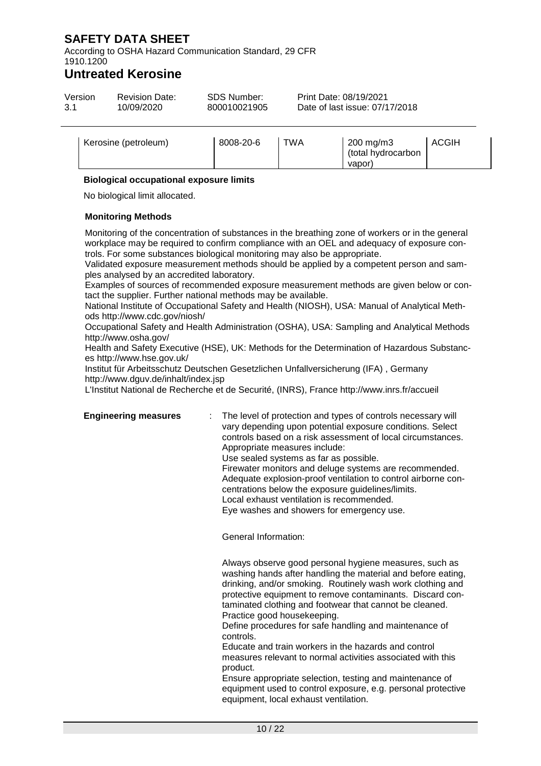| | | | | |
|---|---|---|---|---|
| Kerosine (petroleum) | 8008-20-6 | TWA | 200 mg/m3 (total hydrocarbon vapor) | ACGIH |

**Biological occupational exposure limits**

No biological limit allocated.

**Monitoring Methods**

Monitoring of the concentration of substances in the breathing zone of workers or in the general workplace may be required to confirm compliance with an OEL and adequacy of exposure controls. For some substances biological monitoring may also be appropriate.
Validated exposure measurement methods should be applied by a competent person and samples analysed by an accredited laboratory.
Examples of sources of recommended exposure measurement methods are given below or contact the supplier. Further national methods may be available.
National Institute of Occupational Safety and Health (NIOSH), USA: Manual of Analytical Methods http://www.cdc.gov/niosh/
Occupational Safety and Health Administration (OSHA), USA: Sampling and Analytical Methods http://www.osha.gov/
Health and Safety Executive (HSE), UK: Methods for the Determination of Hazardous Substances http://www.hse.gov.uk/
Institut für Arbeitsschutz Deutschen Gesetzlichen Unfallversicherung (IFA) , Germany http://www.dguv.de/inhalt/index.jsp
L'Institut National de Recherche et de Securité, (INRS), France http://www.inrs.fr/accueil

**Engineering measures** : The level of protection and types of controls necessary will vary depending upon potential exposure conditions. Select controls based on a risk assessment of local circumstances.
Appropriate measures include:
Use sealed systems as far as possible.
Firewater monitors and deluge systems are recommended.
Adequate explosion-proof ventilation to control airborne concentrations below the exposure guidelines/limits.
Local exhaust ventilation is recommended.
Eye washes and showers for emergency use.

General Information:

Always observe good personal hygiene measures, such as washing hands after handling the material and before eating, drinking, and/or smoking. Routinely wash work clothing and protective equipment to remove contaminants. Discard contaminated clothing and footwear that cannot be cleaned.
Practice good housekeeping.
Define procedures for safe handling and maintenance of controls.
Educate and train workers in the hazards and control measures relevant to normal activities associated with this product.
Ensure appropriate selection, testing and maintenance of equipment used to control exposure, e.g. personal protective equipment, local exhaust ventilation.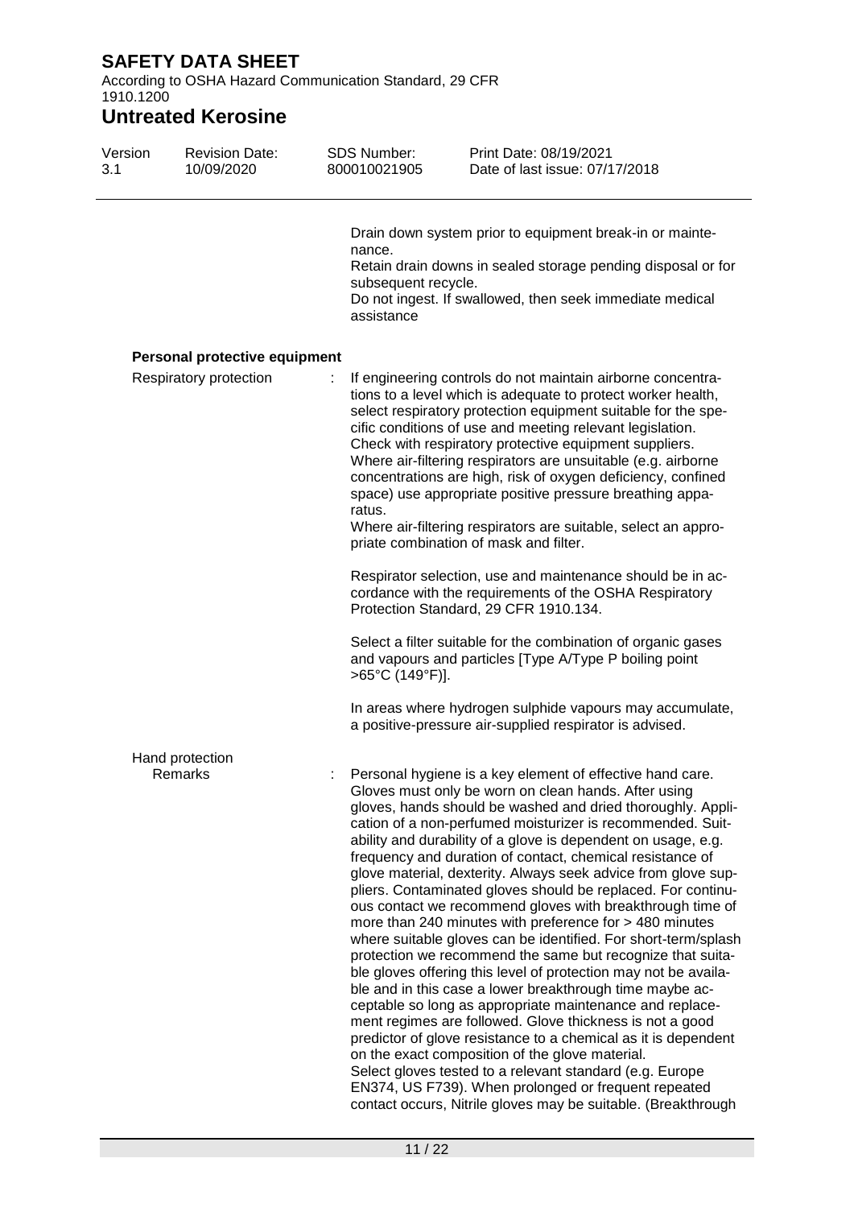Drain down system prior to equipment break-in or maintenance.
Retain drain downs in sealed storage pending disposal or for subsequent recycle.
Do not ingest. If swallowed, then seek immediate medical assistance

**Personal protective equipment**

Respiratory protection : If engineering controls do not maintain airborne concentrations to a level which is adequate to protect worker health, select respiratory protection equipment suitable for the specific conditions of use and meeting relevant legislation.
Check with respiratory protective equipment suppliers.
Where air-filtering respirators are unsuitable (e.g. airborne concentrations are high, risk of oxygen deficiency, confined space) use appropriate positive pressure breathing apparatus.
Where air-filtering respirators are suitable, select an appropriate combination of mask and filter.

Respirator selection, use and maintenance should be in accordance with the requirements of the OSHA Respiratory Protection Standard, 29 CFR 1910.134.

Select a filter suitable for the combination of organic gases and vapours and particles [Type A/Type P boiling point >65°C (149°F)].

In areas where hydrogen sulphide vapours may accumulate, a positive-pressure air-supplied respirator is advised.

Hand protection
Remarks : Personal hygiene is a key element of effective hand care. Gloves must only be worn on clean hands. After using gloves, hands should be washed and dried thoroughly. Application of a non-perfumed moisturizer is recommended. Suitability and durability of a glove is dependent on usage, e.g. frequency and duration of contact, chemical resistance of glove material, dexterity. Always seek advice from glove suppliers. Contaminated gloves should be replaced. For continuous contact we recommend gloves with breakthrough time of more than 240 minutes with preference for > 480 minutes where suitable gloves can be identified. For short-term/splash protection we recommend the same but recognize that suitable gloves offering this level of protection may not be available and in this case a lower breakthrough time maybe acceptable so long as appropriate maintenance and replacement regimes are followed. Glove thickness is not a good predictor of glove resistance to a chemical as it is dependent on the exact composition of the glove material.
Select gloves tested to a relevant standard (e.g. Europe EN374, US F739). When prolonged or frequent repeated contact occurs, Nitrile gloves may be suitable. (Breakthrough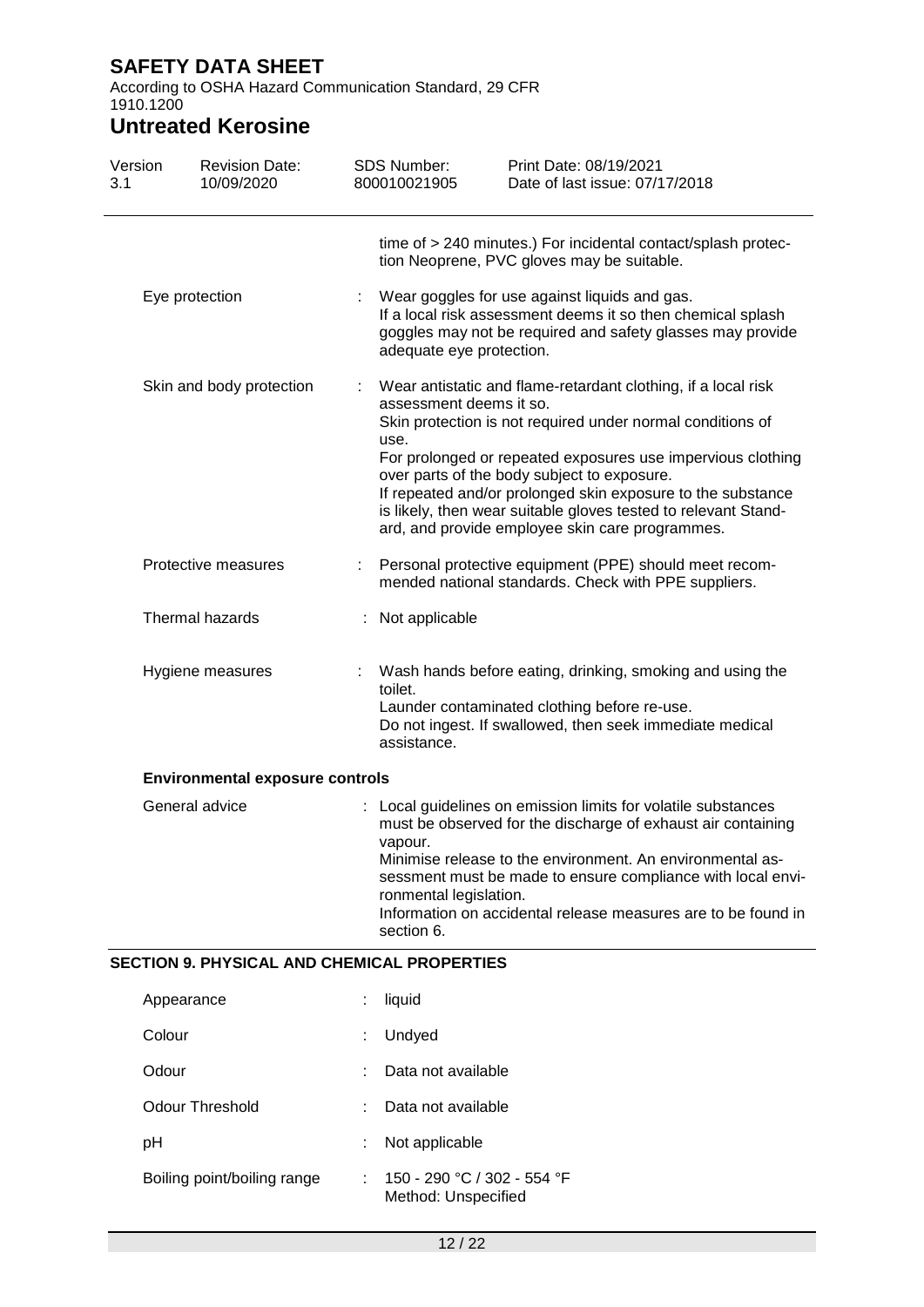time of > 240 minutes.) For incidental contact/splash protection Neoprene, PVC gloves may be suitable.

| | |
|---|---|
| Eye protection | : Wear goggles for use against liquids and gas.<br>If a local risk assessment deems it so then chemical splash goggles may not be required and safety glasses may provide adequate eye protection. |
| Skin and body protection | : Wear antistatic and flame-retardant clothing, if a local risk assessment deems it so.<br>Skin protection is not required under normal conditions of use.<br>For prolonged or repeated exposures use impervious clothing over parts of the body subject to exposure.<br>If repeated and/or prolonged skin exposure to the substance is likely, then wear suitable gloves tested to relevant Standard, and provide employee skin care programmes. |
| Protective measures | : Personal protective equipment (PPE) should meet recommended national standards. Check with PPE suppliers. |
| Thermal hazards | : Not applicable |
| Hygiene measures | : Wash hands before eating, drinking, smoking and using the toilet.<br>Launder contaminated clothing before re-use.<br>Do not ingest. If swallowed, then seek immediate medical assistance. |

**Environmental exposure controls**

| | |
|---|---|
| General advice | : Local guidelines on emission limits for volatile substances must be observed for the discharge of exhaust air containing vapour.<br>Minimise release to the environment. An environmental assessment must be made to ensure compliance with local environmental legislation.<br>Information on accidental release measures are to be found in section 6. |

## SECTION 9. PHYSICAL AND CHEMICAL PROPERTIES

| | |
|---|---|
| Appearance | : liquid |
| Colour | : Undyed |
| Odour | : Data not available |
| Odour Threshold | : Data not available |
| pH | : Not applicable |
| Boiling point/boiling range | : 150 - 290 °C / 302 - 554 °F<br>Method: Unspecified |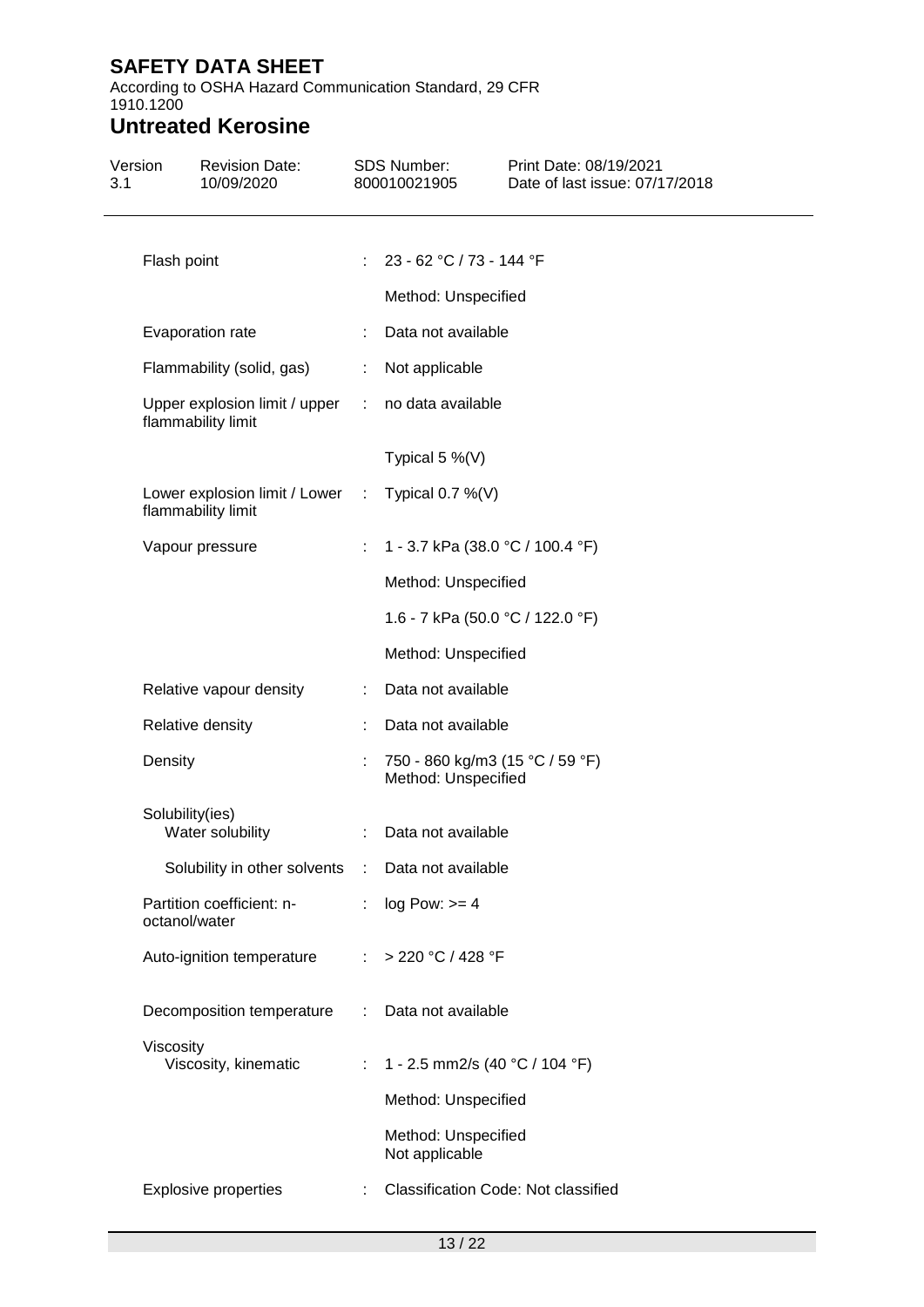| | | |
|---|---|---|
| Flash point | : | 23 - 62 °C / 73 - 144 °F<br>Method: Unspecified |
| Evaporation rate | : | Data not available |
| Flammability (solid, gas) | : | Not applicable |
| Upper explosion limit / upper flammability limit | : | no data available<br>Typical 5 %(V) |
| Lower explosion limit / Lower flammability limit | : | Typical 0.7 %(V) |
| Vapour pressure | : | 1 - 3.7 kPa (38.0 °C / 100.4 °F)<br>Method: Unspecified<br>1.6 - 7 kPa (50.0 °C / 122.0 °F)<br>Method: Unspecified |
| Relative vapour density | : | Data not available |
| Relative density | : | Data not available |
| Density | : | 750 - 860 kg/m3 (15 °C / 59 °F)<br>Method: Unspecified |
| Solubility(ies)<br>Water solubility | : | Data not available |
| Solubility in other solvents | : | Data not available |
| Partition coefficient: n-octanol/water | : | log Pow: >= 4 |
| Auto-ignition temperature | : | > 220 °C / 428 °F |
| Decomposition temperature | : | Data not available |
| Viscosity<br>Viscosity, kinematic | : | 1 - 2.5 mm2/s (40 °C / 104 °F)<br>Method: Unspecified<br>Method: Unspecified<br>Not applicable |
| Explosive properties | : | Classification Code: Not classified |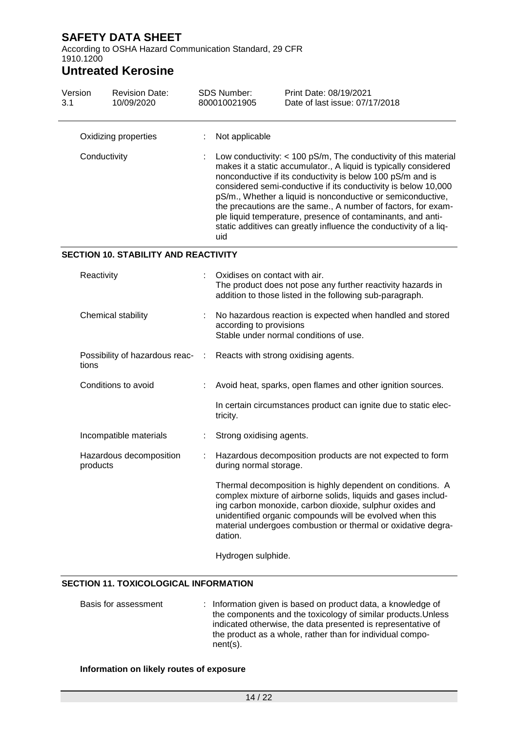| | |
|---|---|
| Oxidizing properties | Not applicable |
| Conductivity | Low conductivity: < 100 pS/m, The conductivity of this material makes it a static accumulator., A liquid is typically considered nonconductive if its conductivity is below 100 pS/m and is considered semi-conductive if its conductivity is below 10,000 pS/m., Whether a liquid is nonconductive or semiconductive, the precautions are the same., A number of factors, for example liquid temperature, presence of contaminants, and anti-static additives can greatly influence the conductivity of a liquid |

## SECTION 10. STABILITY AND REACTIVITY

| | |
|---|---|
| Reactivity | Oxidises on contact with air.<br>The product does not pose any further reactivity hazards in addition to those listed in the following sub-paragraph. |
| Chemical stability | No hazardous reaction is expected when handled and stored according to provisions<br>Stable under normal conditions of use. |
| Possibility of hazardous reactions | Reacts with strong oxidising agents. |
| Conditions to avoid | Avoid heat, sparks, open flames and other ignition sources.<br><br>In certain circumstances product can ignite due to static electricity. |
| Incompatible materials | Strong oxidising agents. |
| Hazardous decomposition products | Hazardous decomposition products are not expected to form during normal storage.<br><br>Thermal decomposition is highly dependent on conditions. A complex mixture of airborne solids, liquids and gases including carbon monoxide, carbon dioxide, sulphur oxides and unidentified organic compounds will be evolved when this material undergoes combustion or thermal or oxidative degradation.<br><br>Hydrogen sulphide. |

## SECTION 11. TOXICOLOGICAL INFORMATION

| | |
|---|---|
| Basis for assessment | Information given is based on product data, a knowledge of the components and the toxicology of similar products.Unless indicated otherwise, the data presented is representative of the product as a whole, rather than for individual component(s). |

**Information on likely routes of exposure**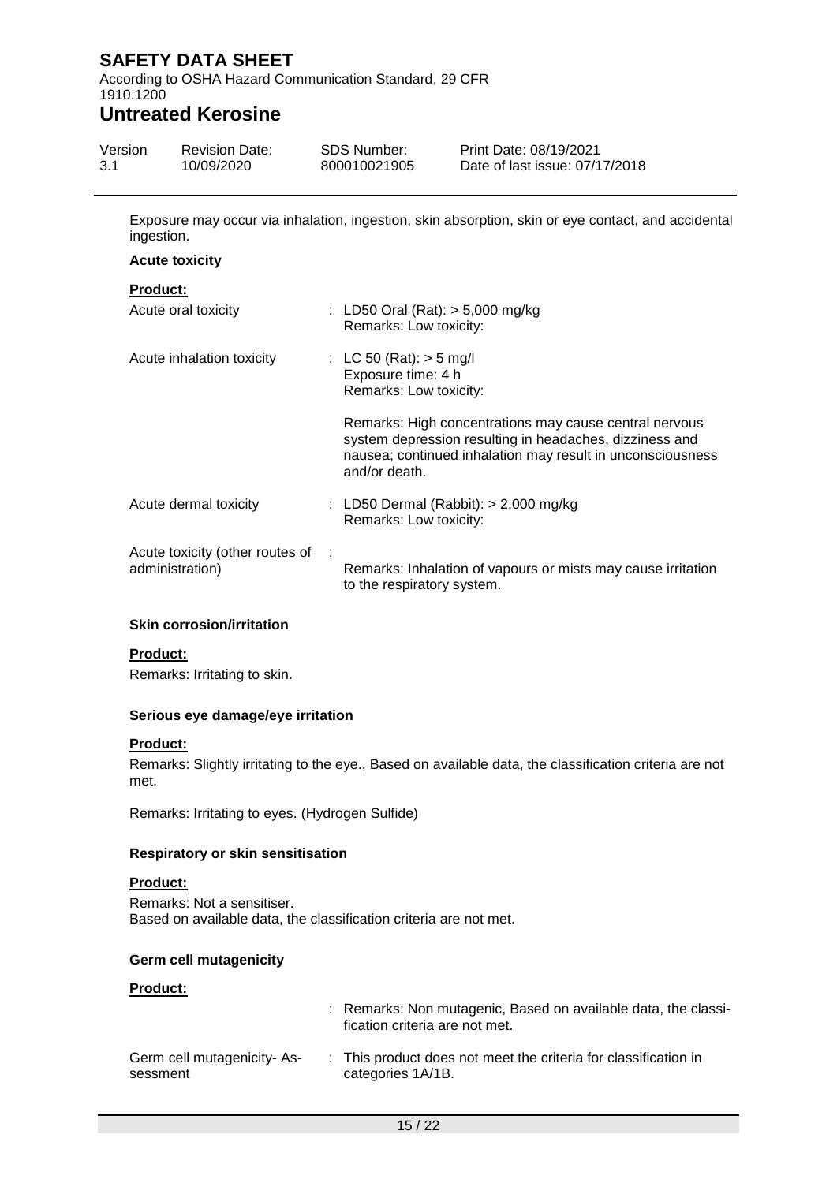Exposure may occur via inhalation, ingestion, skin absorption, skin or eye contact, and accidental ingestion.

**Acute toxicity**

**Product:**

| | |
|---|---|
| Acute oral toxicity | : LD50 Oral (Rat): > 5,000 mg/kg<br>Remarks: Low toxicity: |
| Acute inhalation toxicity | : LC 50 (Rat): > 5 mg/l<br>Exposure time: 4 h<br>Remarks: Low toxicity:<br><br>Remarks: High concentrations may cause central nervous system depression resulting in headaches, dizziness and nausea; continued inhalation may result in unconsciousness and/or death. |
| Acute dermal toxicity | : LD50 Dermal (Rabbit): > 2,000 mg/kg<br>Remarks: Low toxicity: |
| Acute toxicity (other routes of administration) | : Remarks: Inhalation of vapours or mists may cause irritation to the respiratory system. |

**Skin corrosion/irritation**

**Product:**

Remarks: Irritating to skin.

**Serious eye damage/eye irritation**

**Product:**

Remarks: Slightly irritating to the eye., Based on available data, the classification criteria are not met.

Remarks: Irritating to eyes. (Hydrogen Sulfide)

**Respiratory or skin sensitisation**

**Product:**

Remarks: Not a sensitiser.
Based on available data, the classification criteria are not met.

**Germ cell mutagenicity**

**Product:**

| | |
|---|---|
| | : Remarks: Non mutagenic, Based on available data, the classification criteria are not met. |
| Germ cell mutagenicity- Assessment | : This product does not meet the criteria for classification in categories 1A/1B. |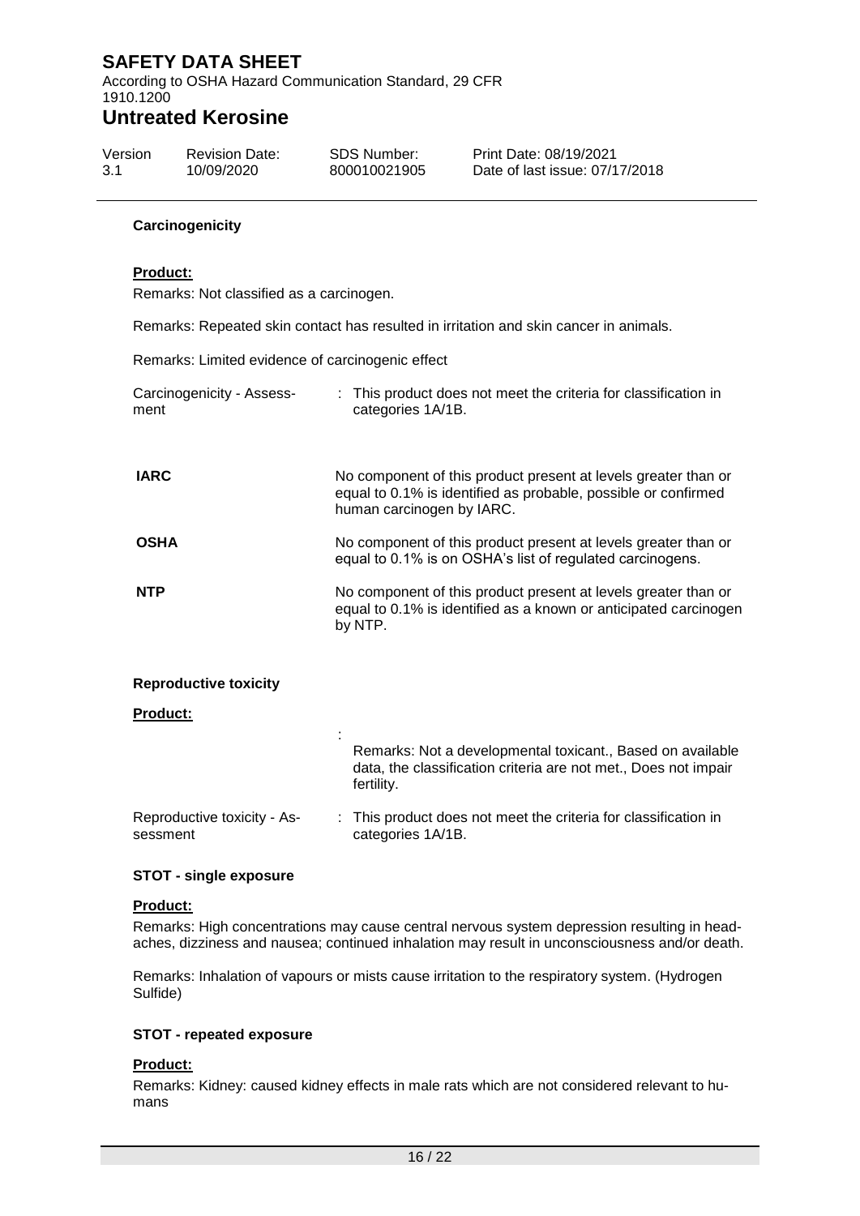**Carcinogenicity**

**Product:**

Remarks: Not classified as a carcinogen.

Remarks: Repeated skin contact has resulted in irritation and skin cancer in animals.

Remarks: Limited evidence of carcinogenic effect

| | |
|---|---|
| Carcinogenicity - Assessment | : This product does not meet the criteria for classification in categories 1A/1B. |

| | |
|---|---|
| **IARC** | No component of this product present at levels greater than or equal to 0.1% is identified as probable, possible or confirmed human carcinogen by IARC. |
| **OSHA** | No component of this product present at levels greater than or equal to 0.1% is on OSHA's list of regulated carcinogens. |
| **NTP** | No component of this product present at levels greater than or equal to 0.1% is identified as a known or anticipated carcinogen by NTP. |

**Reproductive toxicity**

**Product:**

| | |
|---|---|
| | : Remarks: Not a developmental toxicant., Based on available data, the classification criteria are not met., Does not impair fertility. |
| Reproductive toxicity - Assessment | : This product does not meet the criteria for classification in categories 1A/1B. |

**STOT - single exposure**

**Product:**

Remarks: High concentrations may cause central nervous system depression resulting in headaches, dizziness and nausea; continued inhalation may result in unconsciousness and/or death.

Remarks: Inhalation of vapours or mists cause irritation to the respiratory system. (Hydrogen Sulfide)

**STOT - repeated exposure**

**Product:**

Remarks: Kidney: caused kidney effects in male rats which are not considered relevant to humans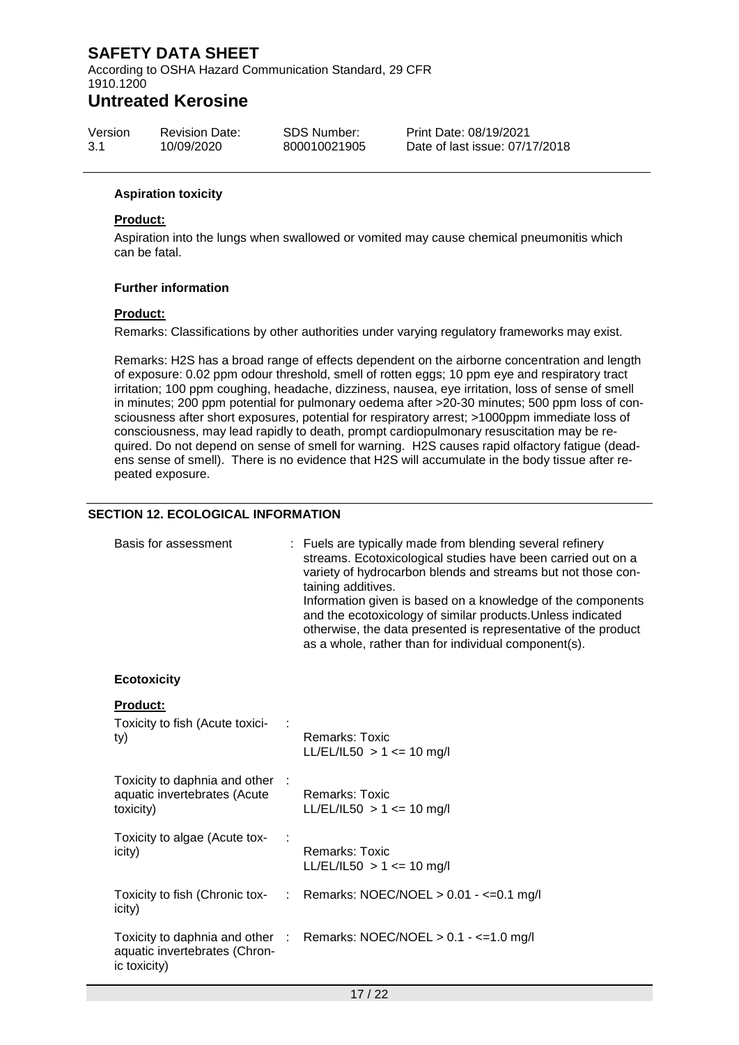#### Aspiration toxicity

**Product:**

Aspiration into the lungs when swallowed or vomited may cause chemical pneumonitis which can be fatal.

#### Further information

**Product:**

Remarks: Classifications by other authorities under varying regulatory frameworks may exist.

Remarks: $H_2S$ has a broad range of effects dependent on the airborne concentration and length of exposure: 0.02 ppm odour threshold, smell of rotten eggs; 10 ppm eye and respiratory tract irritation; 100 ppm coughing, headache, dizziness, nausea, eye irritation, loss of sense of smell in minutes; 200 ppm potential for pulmonary oedema after >20-30 minutes; 500 ppm loss of consciousness after short exposures, potential for respiratory arrest; >1000ppm immediate loss of consciousness, may lead rapidly to death, prompt cardiopulmonary resuscitation may be required. Do not depend on sense of smell for warning. $H_2S$ causes rapid olfactory fatigue (deadens sense of smell). There is no evidence that $H_2S$ will accumulate in the body tissue after repeated exposure.

## SECTION 12. ECOLOGICAL INFORMATION

| | |
|---|---|
| Basis for assessment | : Fuels are typically made from blending several refinery streams. Ecotoxicological studies have been carried out on a variety of hydrocarbon blends and streams but not those containing additives.<br>Information given is based on a knowledge of the components and the ecotoxicology of similar products.Unless indicated otherwise, the data presented is representative of the product as a whole, rather than for individual component(s). |

#### Ecotoxicity

**Product:**

| | |
|---|---|
| Toxicity to fish (Acute toxicity) | : Remarks: Toxic<br>LL/EL/IL50 > 1 <= 10 mg/l |
| Toxicity to daphnia and other aquatic invertebrates (Acute toxicity) | : Remarks: Toxic<br>LL/EL/IL50 > 1 <= 10 mg/l |
| Toxicity to algae (Acute toxicity) | : Remarks: Toxic<br>LL/EL/IL50 > 1 <= 10 mg/l |
| Toxicity to fish (Chronic toxicity) | : Remarks: NOEC/NOEL > 0.01 - <=0.1 mg/l |
| Toxicity to daphnia and other aquatic invertebrates (Chronic toxicity) | : Remarks: NOEC/NOEL > 0.1 - <=1.0 mg/l |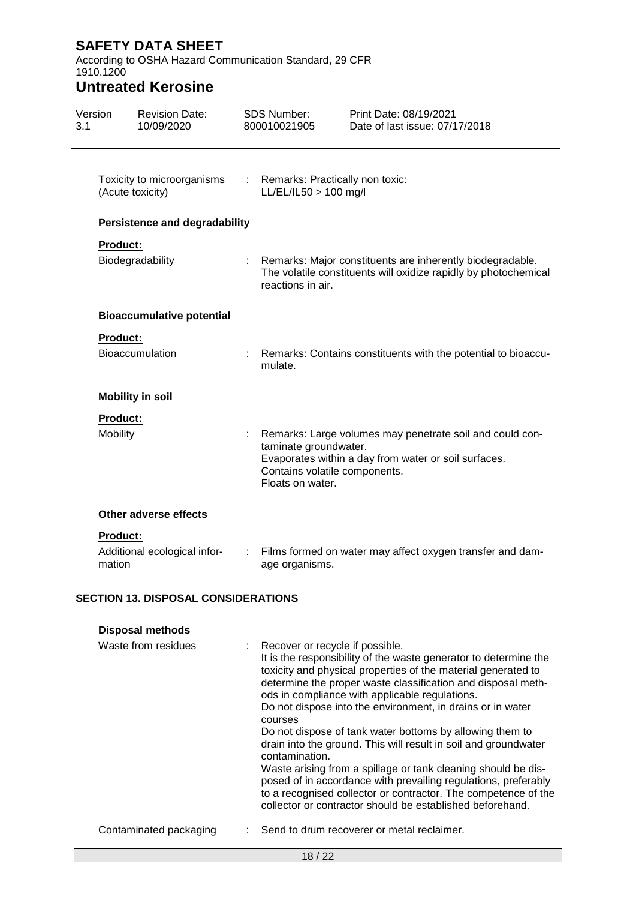Toxicity to microorganisms (Acute toxicity) : Remarks: Practically non toxic: LL/EL/IL50 > 100 mg/l

**Persistence and degradability**

**Product:**

Biodegradability : Remarks: Major constituents are inherently biodegradable. The volatile constituents will oxidize rapidly by photochemical reactions in air.

**Bioaccumulative potential**

**Product:**

Bioaccumulation : Remarks: Contains constituents with the potential to bioaccumulate.

**Mobility in soil**

**Product:**

Mobility : Remarks: Large volumes may penetrate soil and could contaminate groundwater.
Evaporates within a day from water or soil surfaces.
Contains volatile components.
Floats on water.

**Other adverse effects**

**Product:**

Additional ecological information : Films formed on water may affect oxygen transfer and damage organisms.

## SECTION 13. DISPOSAL CONSIDERATIONS

**Disposal methods**

Waste from residues : Recover or recycle if possible.
It is the responsibility of the waste generator to determine the toxicity and physical properties of the material generated to determine the proper waste classification and disposal methods in compliance with applicable regulations.
Do not dispose into the environment, in drains or in water courses
Do not dispose of tank water bottoms by allowing them to drain into the ground. This will result in soil and groundwater contamination.
Waste arising from a spillage or tank cleaning should be disposed of in accordance with prevailing regulations, preferably to a recognised collector or contractor. The competence of the collector or contractor should be established beforehand.

Contaminated packaging : Send to drum recoverer or metal reclaimer.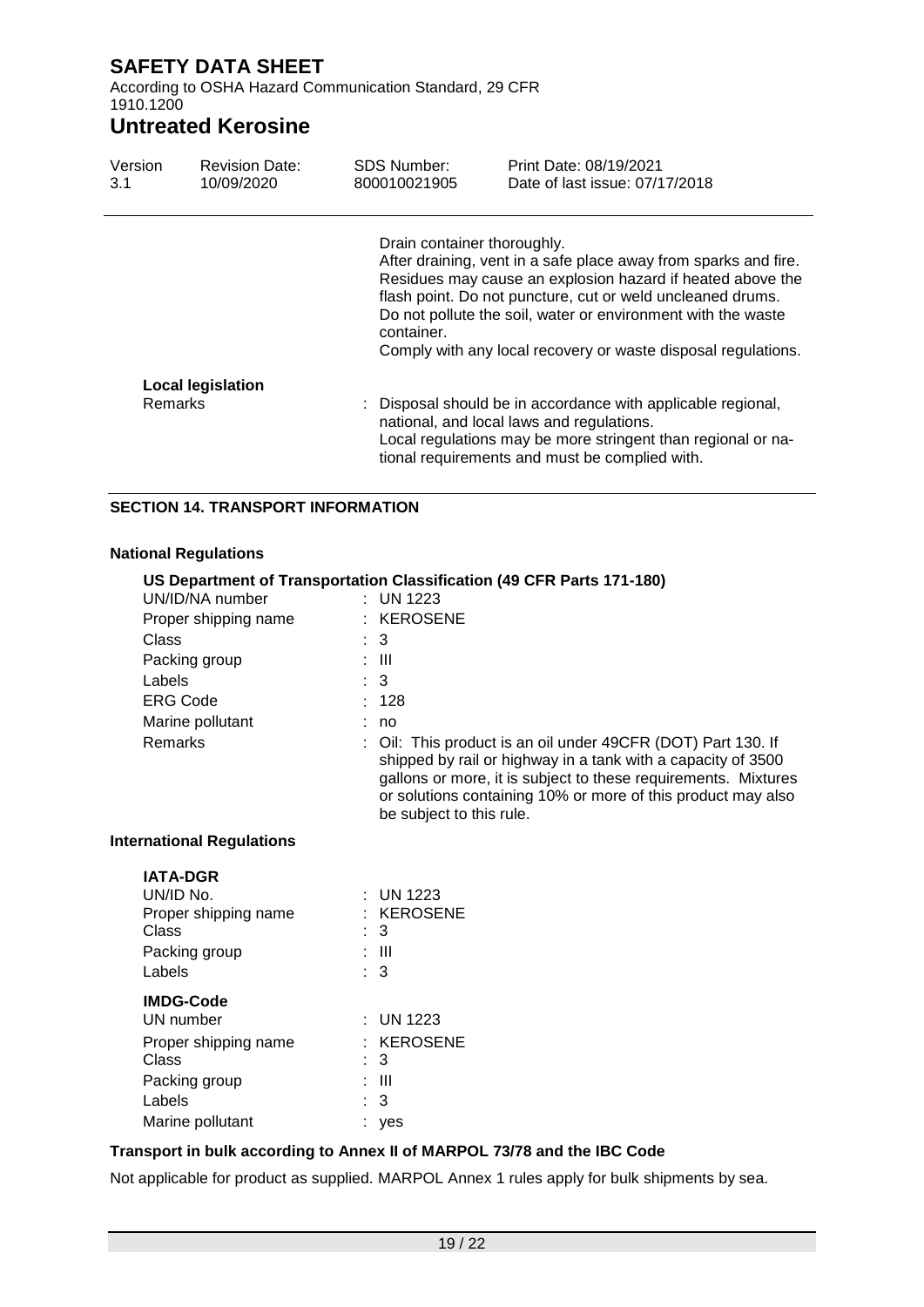Drain container thoroughly.
After draining, vent in a safe place away from sparks and fire. Residues may cause an explosion hazard if heated above the flash point. Do not puncture, cut or weld uncleaned drums. Do not pollute the soil, water or environment with the waste container.
Comply with any local recovery or waste disposal regulations.

**Local legislation**

| | |
|---|---|
| Remarks | : Disposal should be in accordance with applicable regional, national, and local laws and regulations. Local regulations may be more stringent than regional or national requirements and must be complied with. |

## SECTION 14. TRANSPORT INFORMATION

### National Regulations

**US Department of Transportation Classification (49 CFR Parts 171-180)**

| | |
|---|---|
| UN/ID/NA number | : UN 1223 |
| Proper shipping name | : KEROSENE |
| Class | : 3 |
| Packing group | : III |
| Labels | : 3 |
| ERG Code | : 128 |
| Marine pollutant | : no |
| Remarks | : Oil: This product is an oil under 49CFR (DOT) Part 130. If shipped by rail or highway in a tank with a capacity of 3500 gallons or more, it is subject to these requirements. Mixtures or solutions containing 10% or more of this product may also be subject to this rule. |

### International Regulations

**IATA-DGR**

| | |
|---|---|
| UN/ID No. | : UN 1223 |
| Proper shipping name | : KEROSENE |
| Class | : 3 |
| Packing group | : III |
| Labels | : 3 |

**IMDG-Code**

| | |
|---|---|
| UN number | : UN 1223 |
| Proper shipping name | : KEROSENE |
| Class | : 3 |
| Packing group | : III |
| Labels | : 3 |
| Marine pollutant | : yes |

**Transport in bulk according to Annex II of MARPOL 73/78 and the IBC Code**

Not applicable for product as supplied. MARPOL Annex 1 rules apply for bulk shipments by sea.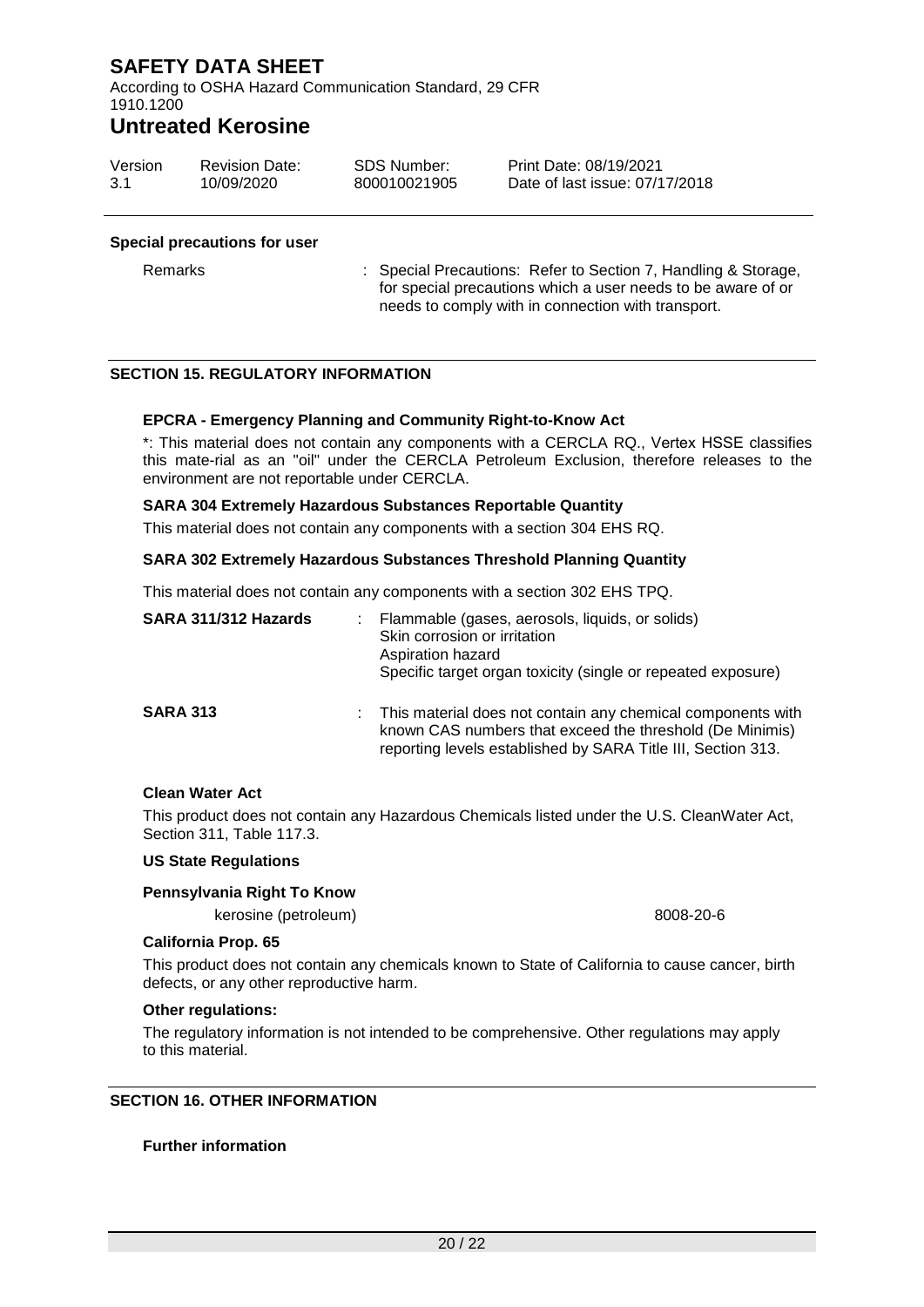**Special precautions for user**

Remarks : Special Precautions: Refer to Section 7, Handling & Storage, for special precautions which a user needs to be aware of or needs to comply with in connection with transport.

## SECTION 15. REGULATORY INFORMATION

**EPCRA - Emergency Planning and Community Right-to-Know Act**

*: This material does not contain any components with a CERCLA RQ., Vertex HSSE classifies this mate-rial as an "oil" under the CERCLA Petroleum Exclusion, therefore releases to the environment are not reportable under CERCLA.

**SARA 304 Extremely Hazardous Substances Reportable Quantity**

This material does not contain any components with a section 304 EHS RQ.

**SARA 302 Extremely Hazardous Substances Threshold Planning Quantity**

This material does not contain any components with a section 302 EHS TPQ.

**SARA 311/312 Hazards** : Flammable (gases, aerosols, liquids, or solids)
Skin corrosion or irritation
Aspiration hazard
Specific target organ toxicity (single or repeated exposure)

**SARA 313** : This material does not contain any chemical components with known CAS numbers that exceed the threshold (De Minimis) reporting levels established by SARA Title III, Section 313.

**Clean Water Act**

This product does not contain any Hazardous Chemicals listed under the U.S. CleanWater Act, Section 311, Table 117.3.

**US State Regulations**

**Pennsylvania Right To Know**

kerosine (petroleum) 8008-20-6

**California Prop. 65**

This product does not contain any chemicals known to State of California to cause cancer, birth defects, or any other reproductive harm.

**Other regulations:**

The regulatory information is not intended to be comprehensive. Other regulations may apply to this material.

## SECTION 16. OTHER INFORMATION

**Further information**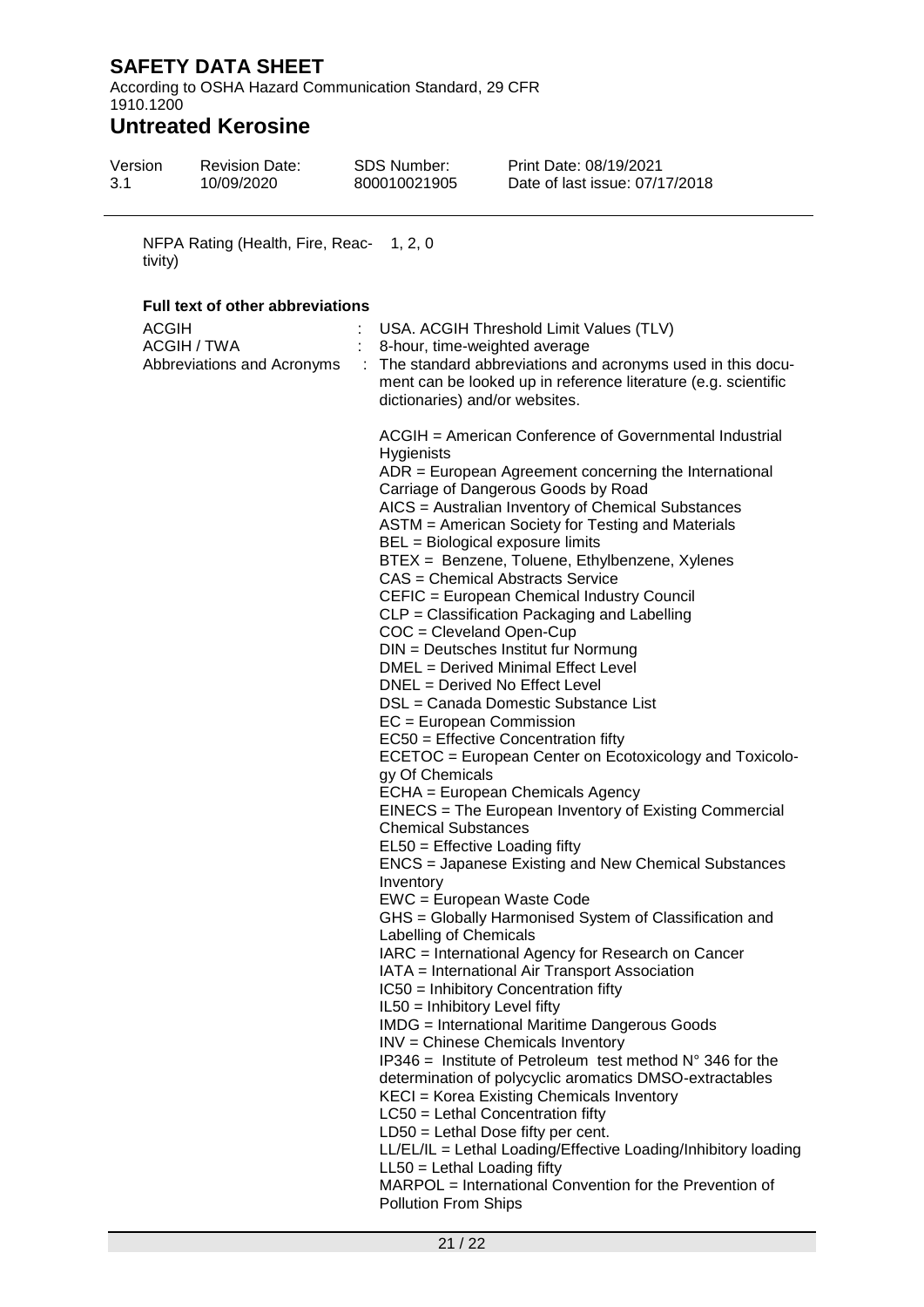# SAFETY DATA SHEET

According to OSHA Hazard Communication Standard, 29 CFR 1910.1200

## Untreated Kerosine

| Version | Revision Date: | SDS Number: | Print Date: 08/19/2021 |
|---|---|---|---|
| 3.1 | 10/09/2020 | 800010021905 | Date of last issue: 07/17/2018 |

NFPA Rating (Health, Fire, Reactivity) 1, 2, 0

**Full text of other abbreviations**

ACGIH : USA. ACGIH Threshold Limit Values (TLV)

ACGIH / TWA : 8-hour, time-weighted average

Abbreviations and Acronyms : The standard abbreviations and acronyms used in this document can be looked up in reference literature (e.g. scientific dictionaries) and/or websites.

ACGIH = American Conference of Governmental Industrial Hygienists
ADR = European Agreement concerning the International Carriage of Dangerous Goods by Road
AICS = Australian Inventory of Chemical Substances
ASTM = American Society for Testing and Materials
BEL = Biological exposure limits
BTEX = Benzene, Toluene, Ethylbenzene, Xylenes
CAS = Chemical Abstracts Service
CEFIC = European Chemical Industry Council
CLP = Classification Packaging and Labelling
COC = Cleveland Open-Cup
DIN = Deutsches Institut fur Normung
DMEL = Derived Minimal Effect Level
DNEL = Derived No Effect Level
DSL = Canada Domestic Substance List
EC = European Commission
EC50 = Effective Concentration fifty
ECETOC = European Center on Ecotoxicology and Toxicology Of Chemicals
ECHA = European Chemicals Agency
EINECS = The European Inventory of Existing Commercial Chemical Substances
EL50 = Effective Loading fifty
ENCS = Japanese Existing and New Chemical Substances Inventory
EWC = European Waste Code
GHS = Globally Harmonised System of Classification and Labelling of Chemicals
IARC = International Agency for Research on Cancer
IATA = International Air Transport Association
IC50 = Inhibitory Concentration fifty
IL50 = Inhibitory Level fifty
IMDG = International Maritime Dangerous Goods
INV = Chinese Chemicals Inventory
IP346 = Institute of Petroleum test method N° 346 for the determination of polycyclic aromatics DMSO-extractables
KECI = Korea Existing Chemicals Inventory
LC50 = Lethal Concentration fifty
LD50 = Lethal Dose fifty per cent.
LL/EL/IL = Lethal Loading/Effective Loading/Inhibitory loading
LL50 = Lethal Loading fifty
MARPOL = International Convention for the Prevention of Pollution From Ships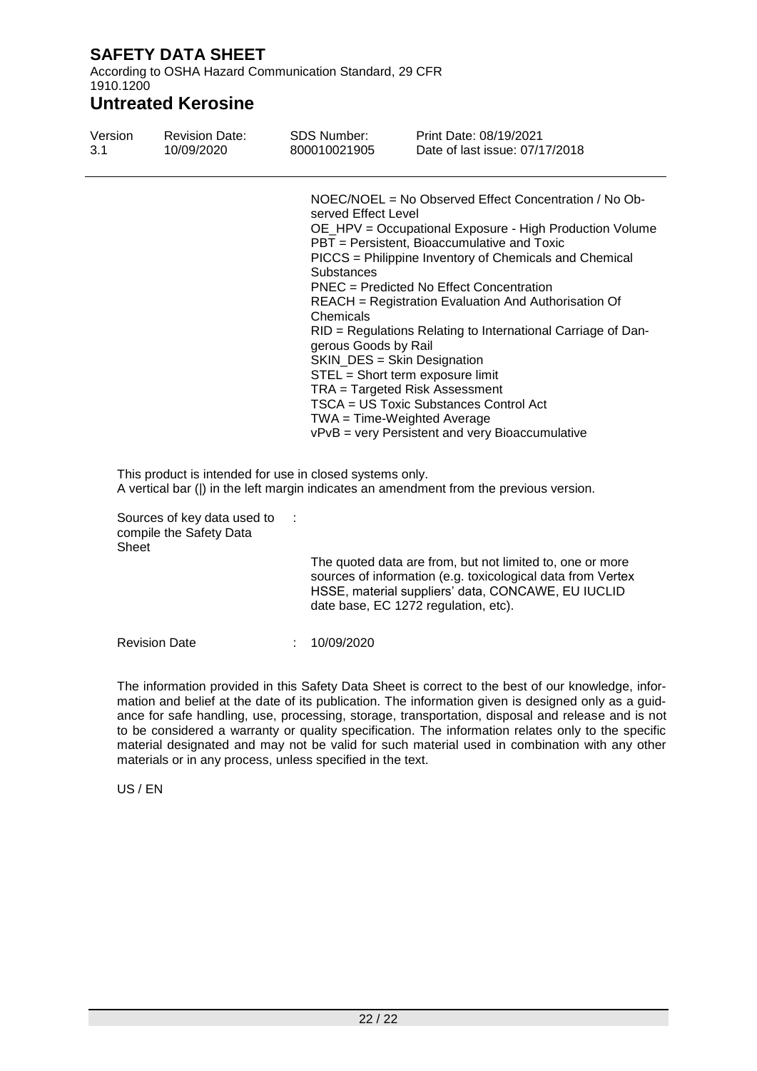NOEC/NOEL = No Observed Effect Concentration / No Observed Effect Level
OE_HPV = Occupational Exposure - High Production Volume
PBT = Persistent, Bioaccumulative and Toxic
PICCS = Philippine Inventory of Chemicals and Chemical Substances
PNEC = Predicted No Effect Concentration
REACH = Registration Evaluation And Authorisation Of Chemicals
RID = Regulations Relating to International Carriage of Dangerous Goods by Rail
SKIN_DES = Skin Designation
STEL = Short term exposure limit
TRA = Targeted Risk Assessment
TSCA = US Toxic Substances Control Act
TWA = Time-Weighted Average
vPvB = very Persistent and very Bioaccumulative

This product is intended for use in closed systems only.
A vertical bar (|) in the left margin indicates an amendment from the previous version.

Sources of key data used to compile the Safety Data Sheet :

The quoted data are from, but not limited to, one or more sources of information (e.g. toxicological data from Vertex HSSE, material suppliers' data, CONCAWE, EU IUCLID date base, EC 1272 regulation, etc).

Revision Date : 10/09/2020

The information provided in this Safety Data Sheet is correct to the best of our knowledge, information and belief at the date of its publication. The information given is designed only as a guidance for safe handling, use, processing, storage, transportation, disposal and release and is not to be considered a warranty or quality specification. The information relates only to the specific material designated and may not be valid for such material used in combination with any other materials or in any process, unless specified in the text.

US / EN